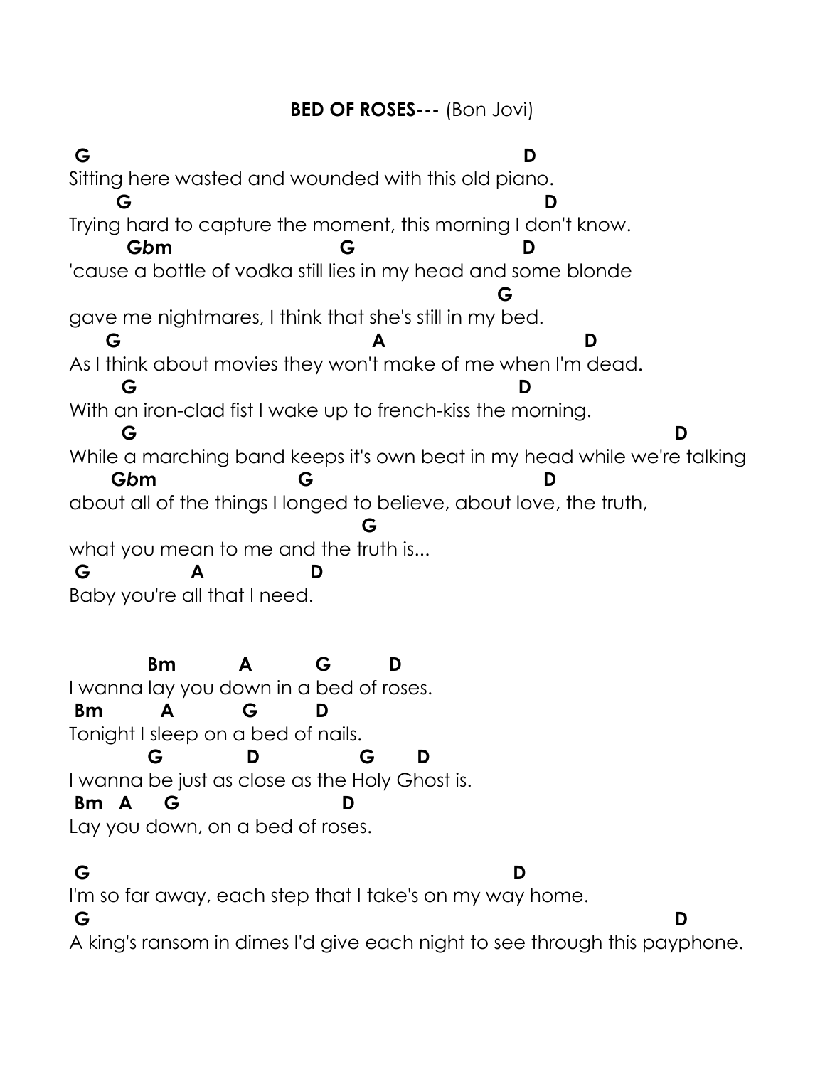**BED OF ROSES---** (Bon Jovi)

```
 G                                                        D
Sitting here wasted and wounded with this old piano.
      G                                                      D
Trying hard to capture the moment, this morning I don't know.
       Gbm                    G                     D
'cause a bottle of vodka still lies in my head and some blonde
                                                    G
gave me nightmares, I think that she's still in my bed.
    G                                  A                    D
As I think about movies they won't make of me when I'm dead.
       G                                           D
With an iron-clad fist I wake up to french-kiss the morning.
       G                                                               D
While a marching band keeps it's own beat in my head while we're talking
     Gbm                G                              D
about all of the things I longed to believe, about love, the truth,
                                        G
what you mean to me and the truth is...
 G            A             D
Baby you're all that I need.


          Bm         A         G        D
I wanna lay you down in a bed of roses.
 Bm        A         G        D
Tonight I sleep on a bed of nails.
          G           D              G      D
I wanna be just as close as the Holy Ghost is.
 Bm  A    G                    D
Lay you down, on a bed of roses.

 G                                                       D
I'm so far away, each step that I take's on my way home.
 G                                                                  D
A king's ransom in dimes I'd give each night to see through this payphone.
```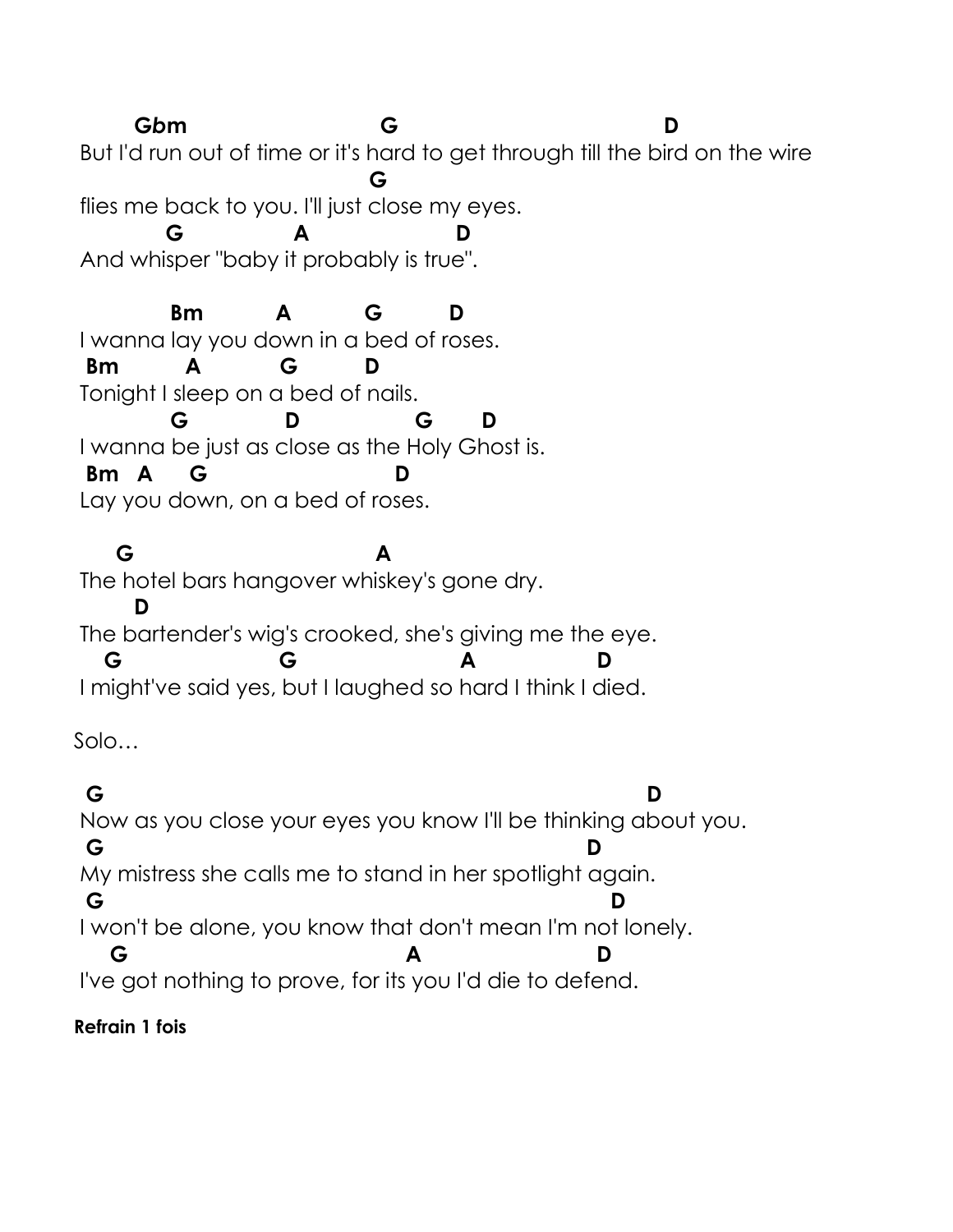```
      Gbm                         G                                D
But I'd run out of time or it's hard to get through till the bird on the wire
                                  G
flies me back to you. I'll just close my eyes.
          G            A              D
And whisper "baby it probably is true".

          Bm         A         G        D
I wanna lay you down in a bed of roses.
 Bm        A         G        D
Tonight I sleep on a bed of nails.
          G           D             G      D
I wanna be just as close as the Holy Ghost is.
 Bm   A     G                   D
Lay you down, on a bed of roses.

   G                            A
The hotel bars hangover whiskey's gone dry.
      D
The bartender's wig's crooked, she's giving me the eye.
  G                G                 A              D
I might've said yes, but I laughed so hard I think I died.

Solo…

 G                                                          D
Now as you close your eyes you know I'll be thinking about you.
 G                                                      D
My mistress she calls me to stand in her spotlight again.
 G                                                        D
I won't be alone, you know that don't mean I'm not lonely.
   G                                  A                D
I've got nothing to prove, for its you I'd die to defend.
```

**Refrain 1 fois**